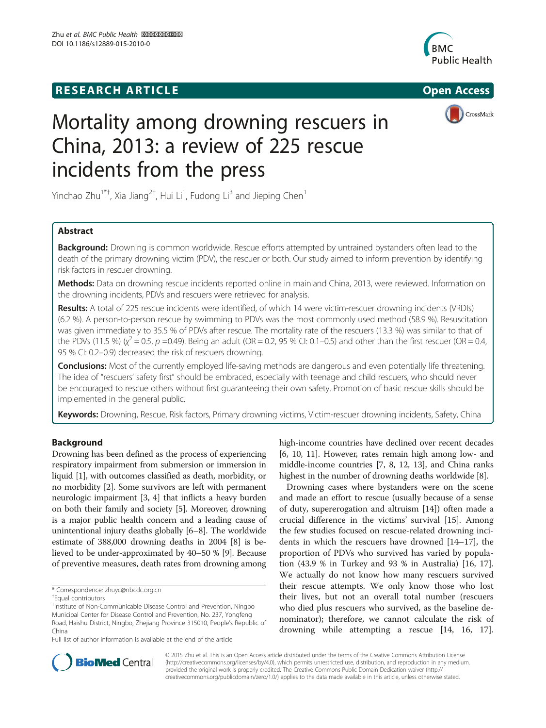RESEARCH ARTICLE

Open Access

# Mortality among drowning rescuers in China, 2013: a review of 225 rescue incidents from the press

Yinchao Zhu[1*†], Xia Jiang[2†], Hui Li[1], Fudong Li[3] and Jieping Chen[1]

## Abstract

**Background:** Drowning is common worldwide. Rescue efforts attempted by untrained bystanders often lead to the death of the primary drowning victim (PDV), the rescuer or both. Our study aimed to inform prevention by identifying risk factors in rescuer drowning.

**Methods:** Data on drowning rescue incidents reported online in mainland China, 2013, were reviewed. Information on the drowning incidents, PDVs and rescuers were retrieved for analysis.

**Results:** A total of 225 rescue incidents were identified, of which 14 were victim-rescuer drowning incidents (VRDIs) (6.2 %). A person-to-person rescue by swimming to PDVs was the most commonly used method (58.9 %). Resuscitation was given immediately to 35.5 % of PDVs after rescue. The mortality rate of the rescuers (13.3 %) was similar to that of the PDVs (11.5 %) ($\chi^2 = 0.5$, $p = 0.49$). Being an adult (OR = 0.2, 95 % CI: 0.1–0.5) and other than the first rescuer (OR = 0.4, 95 % CI: 0.2–0.9) decreased the risk of rescuers drowning.

**Conclusions:** Most of the currently employed life-saving methods are dangerous and even potentially life threatening. The idea of "rescuers' safety first" should be embraced, especially with teenage and child rescuers, who should never be encouraged to rescue others without first guaranteeing their own safety. Promotion of basic rescue skills should be implemented in the general public.

**Keywords:** Drowning, Rescue, Risk factors, Primary drowning victims, Victim-rescuer drowning incidents, Safety, China

## Background

Drowning has been defined as the process of experiencing respiratory impairment from submersion or immersion in liquid [1], with outcomes classified as death, morbidity, or no morbidity [2]. Some survivors are left with permanent neurologic impairment [3, 4] that inflicts a heavy burden on both their family and society [5]. Moreover, drowning is a major public health concern and a leading cause of unintentional injury deaths globally [6–8]. The worldwide estimate of 388,000 drowning deaths in 2004 [8] is believed to be under-approximated by 40–50 % [9]. Because of preventive measures, death rates from drowning among high-income countries have declined over recent decades [6, 10, 11]. However, rates remain high among low- and middle-income countries [7, 8, 12, 13], and China ranks highest in the number of drowning deaths worldwide [8].

Drowning cases where bystanders were on the scene and made an effort to rescue (usually because of a sense of duty, supererogation and altruism [14]) often made a crucial difference in the victims' survival [15]. Among the few studies focused on rescue-related drowning incidents in which the rescuers have drowned [14–17], the proportion of PDVs who survived has varied by population (43.9 % in Turkey and 93 % in Australia) [16, 17]. We actually do not know how many rescuers survived their rescue attempts. We only know those who lost their lives, but not an overall total number (rescuers who died plus rescuers who survived, as the baseline denominator); therefore, we cannot calculate the risk of drowning while attempting a rescue [14, 16, 17].

\* Correspondence: zhuyc@nbcdc.org.cn

†Equal contributors

[1]Institute of Non-Communicable Disease Control and Prevention, Ningbo Municipal Center for Disease Control and Prevention, No. 237, Yongfeng Road, Haishu District, Ningbo, Zhejiang Province 315010, People's Republic of China

Full list of author information is available at the end of the article

© 2015 Zhu et al. This is an Open Access article distributed under the terms of the Creative Commons Attribution License (http://creativecommons.org/licenses/by/4.0), which permits unrestricted use, distribution, and reproduction in any medium, provided the original work is properly credited. The Creative Commons Public Domain Dedication waiver (http://creativecommons.org/publicdomain/zero/1.0/) applies to the data made available in this article, unless otherwise stated.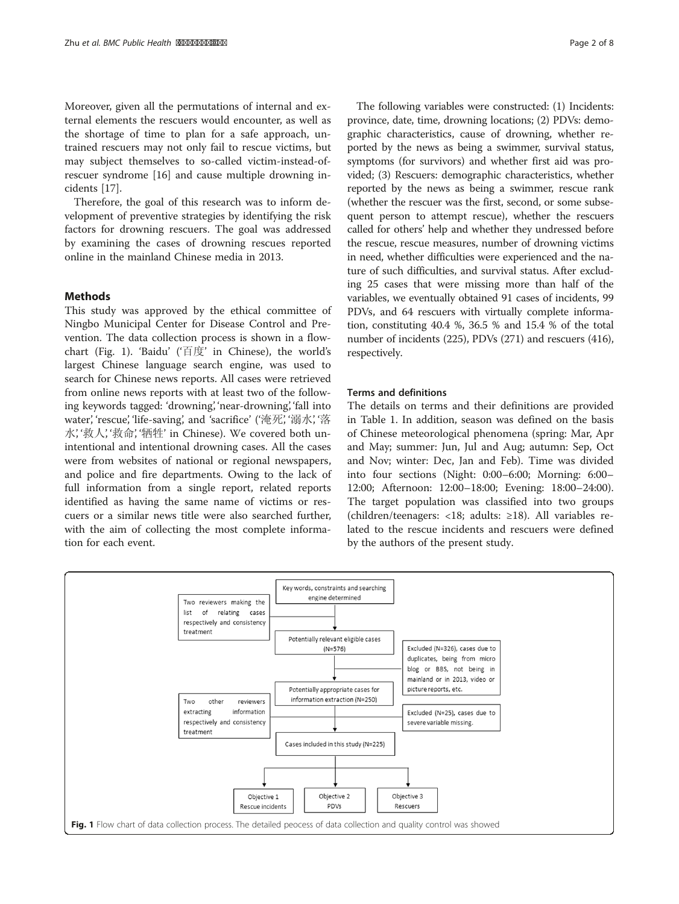Moreover, given all the permutations of internal and external elements the rescuers would encounter, as well as the shortage of time to plan for a safe approach, untrained rescuers may not only fail to rescue victims, but may subject themselves to so-called victim-instead-of-rescuer syndrome [16] and cause multiple drowning incidents [17].

Therefore, the goal of this research was to inform development of preventive strategies by identifying the risk factors for drowning rescuers. The goal was addressed by examining the cases of drowning rescues reported online in the mainland Chinese media in 2013.

## Methods

This study was approved by the ethical committee of Ningbo Municipal Center for Disease Control and Prevention. The data collection process is shown in a flowchart (Fig. 1). 'Baidu' ('百度' in Chinese), the world's largest Chinese language search engine, was used to search for Chinese news reports. All cases were retrieved from online news reports with at least two of the following keywords tagged: 'drowning', 'near-drowning', 'fall into water', 'rescue', 'life-saving', and 'sacrifice' ('淹死', '溺水', '落水', '救人', '救命', '牺牲' in Chinese). We covered both unintentional and intentional drowning cases. All the cases were from websites of national or regional newspapers, and police and fire departments. Owing to the lack of full information from a single report, related reports identified as having the same name of victims or rescuers or a similar news title were also searched further, with the aim of collecting the most complete information for each event.

The following variables were constructed: (1) Incidents: province, date, time, drowning locations; (2) PDVs: demographic characteristics, cause of drowning, whether reported by the news as being a swimmer, survival status, symptoms (for survivors) and whether first aid was provided; (3) Rescuers: demographic characteristics, whether reported by the news as being a swimmer, rescue rank (whether the rescuer was the first, second, or some subsequent person to attempt rescue), whether the rescuers called for others' help and whether they undressed before the rescue, rescue measures, number of drowning victims in need, whether difficulties were experienced and the nature of such difficulties, and survival status. After excluding 25 cases that were missing more than half of the variables, we eventually obtained 91 cases of incidents, 99 PDVs, and 64 rescuers with virtually complete information, constituting 40.4 %, 36.5 % and 15.4 % of the total number of incidents (225), PDVs (271) and rescuers (416), respectively.

### Terms and definitions

The details on terms and their definitions are provided in Table 1. In addition, season was defined on the basis of Chinese meteorological phenomena (spring: Mar, Apr and May; summer: Jun, Jul and Aug; autumn: Sep, Oct and Nov; winter: Dec, Jan and Feb). Time was divided into four sections (Night: 0:00–6:00; Morning: 6:00–12:00; Afternoon: 12:00–18:00; Evening: 18:00–24:00). The target population was classified into two groups (children/teenagers: <18; adults: ≥18). All variables related to the rescue incidents and rescuers were defined by the authors of the present study.

Key words, constraints and searching engine determined → Potentially relevant eligible cases (N=576) → Potentially appropriate cases for information extraction (N=250) → Cases included in this study (N=225) → Objective 1 Rescue incidents; Objective 2 PDVs; Objective 3 Rescuers

Two reviewers making the list of relating cases respectively and consistency treatment

Excluded (N=326), cases due to duplicates, being from micro blog or BBS, not being in mainland or in 2013, video or picture reports, etc.

Two other reviewers extracting information respectively and consistency treatment

Excluded (N=25), cases due to severe variable missing.

**Fig. 1** Flow chart of data collection process. The detailed peocess of data collection and quality control was showed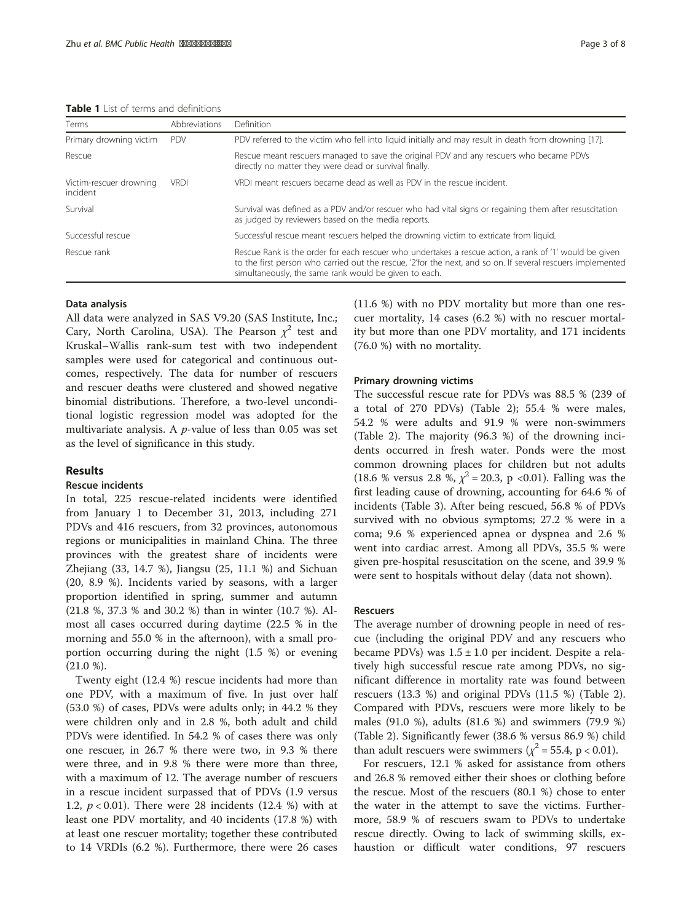**Table 1** List of terms and definitions

| Terms | Abbreviations | Definition |
| --- | --- | --- |
| Primary drowning victim | PDV | PDV referred to the victim who fell into liquid initially and may result in death from drowning [17]. |
| Rescue | | Rescue meant rescuers managed to save the original PDV and any rescuers who became PDVs directly no matter they were dead or survival finally. |
| Victim-rescuer drowning incident | VRDI | VRDI meant rescuers became dead as well as PDV in the rescue incident. |
| Survival | | Survival was defined as a PDV and/or rescuer who had vital signs or regaining them after resuscitation as judged by reviewers based on the media reports. |
| Successful rescue | | Successful rescue meant rescuers helped the drowning victim to extricate from liquid. |
| Rescue rank | | Rescue Rank is the order for each rescuer who undertakes a rescue action, a rank of '1' would be given to the first person who carried out the rescue, '2'for the next, and so on. If several rescuers implemented simultaneously, the same rank would be given to each. |

### Data analysis

All data were analyzed in SAS V9.20 (SAS Institute, Inc.; Cary, North Carolina, USA). The Pearson $\chi^2$ test and Kruskal–Wallis rank-sum test with two independent samples were used for categorical and continuous outcomes, respectively. The data for number of rescuers and rescuer deaths were clustered and showed negative binomial distributions. Therefore, a two-level unconditional logistic regression model was adopted for the multivariate analysis. A *p*-value of less than 0.05 was set as the level of significance in this study.

## Results

### Rescue incidents

In total, 225 rescue-related incidents were identified from January 1 to December 31, 2013, including 271 PDVs and 416 rescuers, from 32 provinces, autonomous regions or municipalities in mainland China. The three provinces with the greatest share of incidents were Zhejiang (33, 14.7 %), Jiangsu (25, 11.1 %) and Sichuan (20, 8.9 %). Incidents varied by seasons, with a larger proportion identified in spring, summer and autumn (21.8 %, 37.3 % and 30.2 %) than in winter (10.7 %). Almost all cases occurred during daytime (22.5 % in the morning and 55.0 % in the afternoon), with a small proportion occurring during the night (1.5 %) or evening (21.0 %).

Twenty eight (12.4 %) rescue incidents had more than one PDV, with a maximum of five. In just over half (53.0 %) of cases, PDVs were adults only; in 44.2 % they were children only and in 2.8 %, both adult and child PDVs were identified. In 54.2 % of cases there was only one rescuer, in 26.7 % there were two, in 9.3 % there were three, and in 9.8 % there were more than three, with a maximum of 12. The average number of rescuers in a rescue incident surpassed that of PDVs (1.9 versus 1.2, $p < 0.01$). There were 28 incidents (12.4 %) with at least one PDV mortality, and 40 incidents (17.8 %) with at least one rescuer mortality; together these contributed to 14 VRDIs (6.2 %). Furthermore, there were 26 cases (11.6 %) with no PDV mortality but more than one rescuer mortality, 14 cases (6.2 %) with no rescuer mortality but more than one PDV mortality, and 171 incidents (76.0 %) with no mortality.

### Primary drowning victims

The successful rescue rate for PDVs was 88.5 % (239 of a total of 270 PDVs) (Table 2); 55.4 % were males, 54.2 % were adults and 91.9 % were non-swimmers (Table 2). The majority (96.3 %) of the drowning incidents occurred in fresh water. Ponds were the most common drowning places for children but not adults (18.6 % versus 2.8 %, $\chi^2 = 20.3$, $p < 0.01$). Falling was the first leading cause of drowning, accounting for 64.6 % of incidents (Table 3). After being rescued, 56.8 % of PDVs survived with no obvious symptoms; 27.2 % were in a coma; 9.6 % experienced apnea or dyspnea and 2.6 % went into cardiac arrest. Among all PDVs, 35.5 % were given pre-hospital resuscitation on the scene, and 39.9 % were sent to hospitals without delay (data not shown).

### Rescuers

The average number of drowning people in need of rescue (including the original PDV and any rescuers who became PDVs) was $1.5 \pm 1.0$ per incident. Despite a relatively high successful rescue rate among PDVs, no significant difference in mortality rate was found between rescuers (13.3 %) and original PDVs (11.5 %) (Table 2). Compared with PDVs, rescuers were more likely to be males (91.0 %), adults (81.6 %) and swimmers (79.9 %) (Table 2). Significantly fewer (38.6 % versus 86.9 %) child than adult rescuers were swimmers ($\chi^2 = 55.4$, $p < 0.01$).

For rescuers, 12.1 % asked for assistance from others and 26.8 % removed either their shoes or clothing before the rescue. Most of the rescuers (80.1 %) chose to enter the water in the attempt to save the victims. Furthermore, 58.9 % of rescuers swam to PDVs to undertake rescue directly. Owing to lack of swimming skills, exhaustion or difficult water conditions, 97 rescuers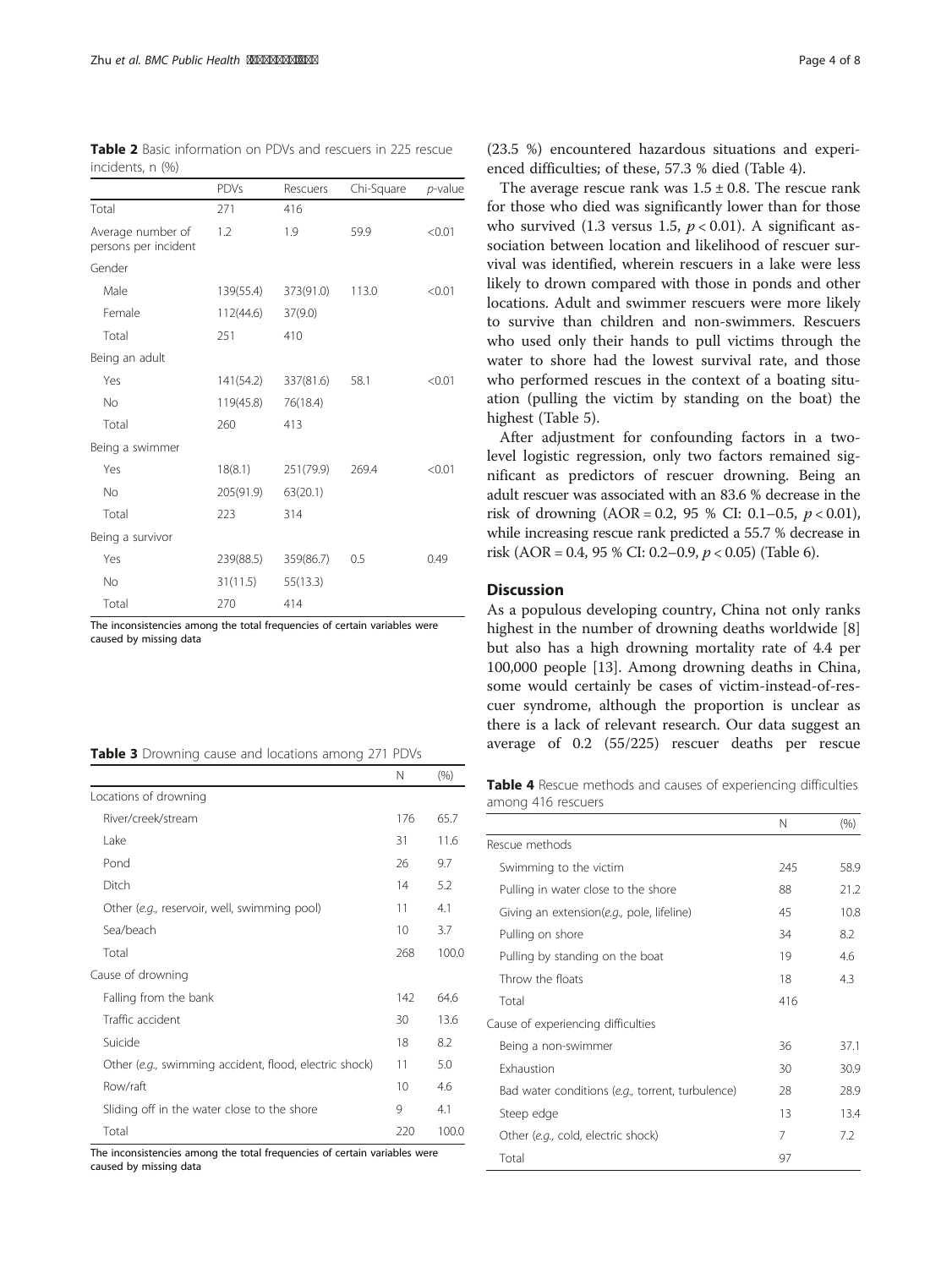**Table 2** Basic information on PDVs and rescuers in 225 rescue incidents, n (%)

| | PDVs | Rescuers | Chi-Square | *p*-value |
|---|---|---|---|---|
| Total | 271 | 416 | | |
| Average number of persons per incident | 1.2 | 1.9 | 59.9 | <0.01 |
| Gender | | | | |
| Male | 139(55.4) | 373(91.0) | 113.0 | <0.01 |
| Female | 112(44.6) | 37(9.0) | | |
| Total | 251 | 410 | | |
| Being an adult | | | | |
| Yes | 141(54.2) | 337(81.6) | 58.1 | <0.01 |
| No | 119(45.8) | 76(18.4) | | |
| Total | 260 | 413 | | |
| Being a swimmer | | | | |
| Yes | 18(8.1) | 251(79.9) | 269.4 | <0.01 |
| No | 205(91.9) | 63(20.1) | | |
| Total | 223 | 314 | | |
| Being a survivor | | | | |
| Yes | 239(88.5) | 359(86.7) | 0.5 | 0.49 |
| No | 31(11.5) | 55(13.3) | | |
| Total | 270 | 414 | | |

The inconsistencies among the total frequencies of certain variables were caused by missing data

**Table 3** Drowning cause and locations among 271 PDVs

| | N | (%) |
|---|---|---|
| Locations of drowning | | |
| River/creek/stream | 176 | 65.7 |
| Lake | 31 | 11.6 |
| Pond | 26 | 9.7 |
| Ditch | 14 | 5.2 |
| Other (*e.g.,* reservoir, well, swimming pool) | 11 | 4.1 |
| Sea/beach | 10 | 3.7 |
| Total | 268 | 100.0 |
| Cause of drowning | | |
| Falling from the bank | 142 | 64.6 |
| Traffic accident | 30 | 13.6 |
| Suicide | 18 | 8.2 |
| Other (*e.g.,* swimming accident, flood, electric shock) | 11 | 5.0 |
| Row/raft | 10 | 4.6 |
| Sliding off in the water close to the shore | 9 | 4.1 |
| Total | 220 | 100.0 |

The inconsistencies among the total frequencies of certain variables were caused by missing data

(23.5 %) encountered hazardous situations and experienced difficulties; of these, 57.3 % died (Table 4).

The average rescue rank was 1.5 ± 0.8. The rescue rank for those who died was significantly lower than for those who survived (1.3 versus 1.5, $p < 0.01$). A significant association between location and likelihood of rescuer survival was identified, wherein rescuers in a lake were less likely to drown compared with those in ponds and other locations. Adult and swimmer rescuers were more likely to survive than children and non-swimmers. Rescuers who used only their hands to pull victims through the water to shore had the lowest survival rate, and those who performed rescues in the context of a boating situation (pulling the victim by standing on the boat) the highest (Table 5).

After adjustment for confounding factors in a two-level logistic regression, only two factors remained significant as predictors of rescuer drowning. Being an adult rescuer was associated with an 83.6 % decrease in the risk of drowning (AOR = 0.2, 95 % CI: 0.1–0.5, $p < 0.01$), while increasing rescue rank predicted a 55.7 % decrease in risk (AOR = 0.4, 95 % CI: 0.2–0.9, $p < 0.05$) (Table 6).

## Discussion

As a populous developing country, China not only ranks highest in the number of drowning deaths worldwide [8] but also has a high drowning mortality rate of 4.4 per 100,000 people [13]. Among drowning deaths in China, some would certainly be cases of victim-instead-of-rescuer syndrome, although the proportion is unclear as there is a lack of relevant research. Our data suggest an average of 0.2 (55/225) rescuer deaths per rescue

**Table 4** Rescue methods and causes of experiencing difficulties among 416 rescuers

| | N | (%) |
|---|---|---|
| Rescue methods | | |
| Swimming to the victim | 245 | 58.9 |
| Pulling in water close to the shore | 88 | 21.2 |
| Giving an extension(*e.g.,* pole, lifeline) | 45 | 10.8 |
| Pulling on shore | 34 | 8.2 |
| Pulling by standing on the boat | 19 | 4.6 |
| Throw the floats | 18 | 4.3 |
| Total | 416 | |
| Cause of experiencing difficulties | | |
| Being a non-swimmer | 36 | 37.1 |
| Exhaustion | 30 | 30.9 |
| Bad water conditions (*e.g.,* torrent, turbulence) | 28 | 28.9 |
| Steep edge | 13 | 13.4 |
| Other (*e.g.,* cold, electric shock) | 7 | 7.2 |
| Total | 97 | |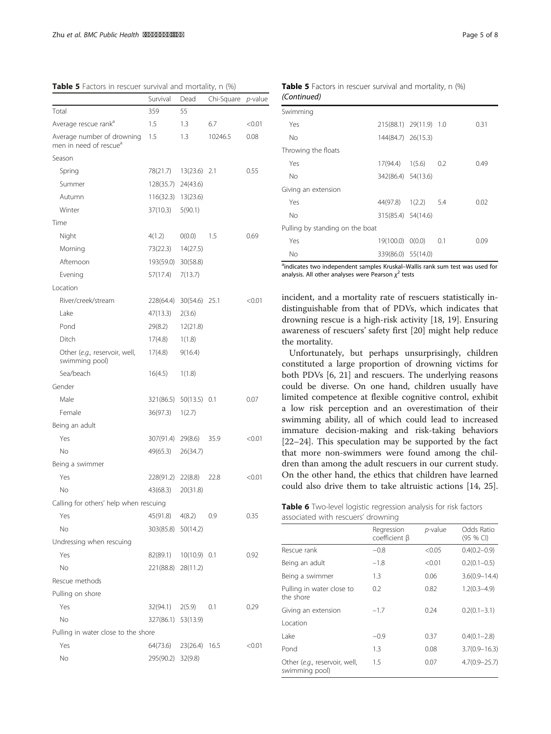**Table 5** Factors in rescuer survival and mortality, n (%)

| | Survival | Dead | Chi-Square | *p*-value |
|---|---|---|---|---|
| Total | 359 | 55 | | |
| Average rescue rank[a] | 1.5 | 1.3 | 6.7 | <0.01 |
| Average number of drowning men in need of rescue[a] | 1.5 | 1.3 | 10246.5 | 0.08 |
| Season | | | | |
| Spring | 78(21.7) | 13(23.6) | 2.1 | 0.55 |
| Summer | 128(35.7) | 24(43.6) | | |
| Autumn | 116(32.3) | 13(23.6) | | |
| Winter | 37(10.3) | 5(90.1) | | |
| Time | | | | |
| Night | 4(1.2) | 0(0.0) | 1.5 | 0.69 |
| Morning | 73(22.3) | 14(27.5) | | |
| Afternoon | 193(59.0) | 30(58.8) | | |
| Evening | 57(17.4) | 7(13.7) | | |
| Location | | | | |
| River/creek/stream | 228(64.4) | 30(54.6) | 25.1 | <0.01 |
| Lake | 47(13.3) | 2(3.6) | | |
| Pond | 29(8.2) | 12(21.8) | | |
| Ditch | 17(4.8) | 1(1.8) | | |
| Other (*e.g.,* reservoir, well, swimming pool) | 17(4.8) | 9(16.4) | | |
| Sea/beach | 16(4.5) | 1(1.8) | | |
| Gender | | | | |
| Male | 321(86.5) | 50(13.5) | 0.1 | 0.07 |
| Female | 36(97.3) | 1(2.7) | | |
| Being an adult | | | | |
| Yes | 307(91.4) | 29(8.6) | 35.9 | <0.01 |
| No | 49(65.3) | 26(34.7) | | |
| Being a swimmer | | | | |
| Yes | 228(91.2) | 22(8.8) | 22.8 | <0.01 |
| No | 43(68.3) | 20(31.8) | | |
| Calling for others' help when rescuing | | | | |
| Yes | 45(91.8) | 4(8.2) | 0.9 | 0.35 |
| No | 303(85.8) | 50(14.2) | | |
| Undressing when rescuing | | | | |
| Yes | 82(89.1) | 10(10.9) | 0.1 | 0.92 |
| No | 221(88.8) | 28(11.2) | | |
| Rescue methods | | | | |
| Pulling on shore | | | | |
| Yes | 32(94.1) | 2(5.9) | 0.1 | 0.29 |
| No | 327(86.1) | 53(13.9) | | |
| Pulling in water close to the shore | | | | |
| Yes | 64(73.6) | 23(26.4) | 16.5 | <0.01 |
| No | 295(90.2) | 32(9.8) | | |
| Swimming | | | | |
| Yes | 215(88.1) | 29(11.9) | 1.0 | 0.31 |
| No | 144(84.7) | 26(15.3) | | |
| Throwing the floats | | | | |
| Yes | 17(94.4) | 1(5.6) | 0.2 | 0.49 |
| No | 342(86.4) | 54(13.6) | | |
| Giving an extension | | | | |
| Yes | 44(97.8) | 1(2.2) | 5.4 | 0.02 |
| No | 315(85.4) | 54(14.6) | | |
| Pulling by standing on the boat | | | | |
| Yes | 19(100.0) | 0(0.0) | 0.1 | 0.09 |
| No | 339(86.0) | 55(14.0) | | |

[a]indicates two independent samples Kruskal–Wallis rank sum test was used for analysis. All other analyses were Pearson $\chi^2$ tests

incident, and a mortality rate of rescuers statistically indistinguishable from that of PDVs, which indicates that drowning rescue is a high-risk activity [18, 19]. Ensuring awareness of rescuers' safety first [20] might help reduce the mortality.

Unfortunately, but perhaps unsurprisingly, children constituted a large proportion of drowning victims for both PDVs [6, 21] and rescuers. The underlying reasons could be diverse. On one hand, children usually have limited competence at flexible cognitive control, exhibit a low risk perception and an overestimation of their swimming ability, all of which could lead to increased immature decision-making and risk-taking behaviors [22–24]. This speculation may be supported by the fact that more non-swimmers were found among the children than among the adult rescuers in our current study. On the other hand, the ethics that children have learned could also drive them to take altruistic actions [14, 25].

**Table 6** Two-level logistic regression analysis for risk factors associated with rescuers' drowning

| | Regression coefficient β | *p*-value | Odds Ratio (95 % CI) |
|---|---|---|---|
| Rescue rank | −0.8 | <0.05 | 0.4(0.2–0.9) |
| Being an adult | −1.8 | <0.01 | 0.2(0.1–0.5) |
| Being a swimmer | 1.3 | 0.06 | 3.6(0.9–14.4) |
| Pulling in water close to the shore | 0.2 | 0.82 | 1.2(0.3–4.9) |
| Giving an extension | −1.7 | 0.24 | 0.2(0.1–3.1) |
| Location | | | |
| Lake | −0.9 | 0.37 | 0.4(0.1–2.8) |
| Pond | 1.3 | 0.08 | 3.7(0.9–16.3) |
| Other (*e.g.,* reservoir, well, swimming pool) | 1.5 | 0.07 | 4.7(0.9–25.7) |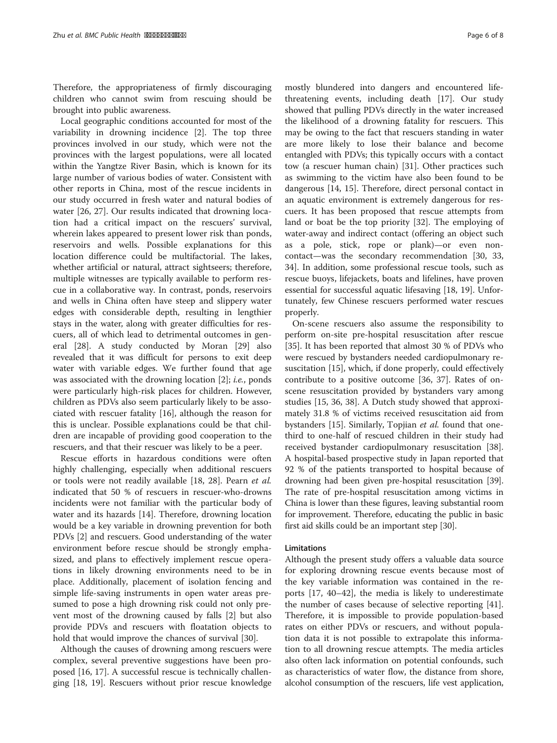Therefore, the appropriateness of firmly discouraging children who cannot swim from rescuing should be brought into public awareness.

Local geographic conditions accounted for most of the variability in drowning incidence [2]. The top three provinces involved in our study, which were not the provinces with the largest populations, were all located within the Yangtze River Basin, which is known for its large number of various bodies of water. Consistent with other reports in China, most of the rescue incidents in our study occurred in fresh water and natural bodies of water [26, 27]. Our results indicated that drowning location had a critical impact on the rescuers' survival, wherein lakes appeared to present lower risk than ponds, reservoirs and wells. Possible explanations for this location difference could be multifactorial. The lakes, whether artificial or natural, attract sightseers; therefore, multiple witnesses are typically available to perform rescue in a collaborative way. In contrast, ponds, reservoirs and wells in China often have steep and slippery water edges with considerable depth, resulting in lengthier stays in the water, along with greater difficulties for rescuers, all of which lead to detrimental outcomes in general [28]. A study conducted by Moran [29] also revealed that it was difficult for persons to exit deep water with variable edges. We further found that age was associated with the drowning location [2]; *i.e.*, ponds were particularly high-risk places for children. However, children as PDVs also seem particularly likely to be associated with rescuer fatality [16], although the reason for this is unclear. Possible explanations could be that children are incapable of providing good cooperation to the rescuers, and that their rescuer was likely to be a peer.

Rescue efforts in hazardous conditions were often highly challenging, especially when additional rescuers or tools were not readily available [18, 28]. Pearn *et al.* indicated that 50 % of rescuers in rescuer-who-drowns incidents were not familiar with the particular body of water and its hazards [14]. Therefore, drowning location would be a key variable in drowning prevention for both PDVs [2] and rescuers. Good understanding of the water environment before rescue should be strongly emphasized, and plans to effectively implement rescue operations in likely drowning environments need to be in place. Additionally, placement of isolation fencing and simple life-saving instruments in open water areas presumed to pose a high drowning risk could not only prevent most of the drowning caused by falls [2] but also provide PDVs and rescuers with floatation objects to hold that would improve the chances of survival [30].

Although the causes of drowning among rescuers were complex, several preventive suggestions have been proposed [16, 17]. A successful rescue is technically challenging [18, 19]. Rescuers without prior rescue knowledge mostly blundered into dangers and encountered life-threatening events, including death [17]. Our study showed that pulling PDVs directly in the water increased the likelihood of a drowning fatality for rescuers. This may be owing to the fact that rescuers standing in water are more likely to lose their balance and become entangled with PDVs; this typically occurs with a contact tow (a rescuer human chain) [31]. Other practices such as swimming to the victim have also been found to be dangerous [14, 15]. Therefore, direct personal contact in an aquatic environment is extremely dangerous for rescuers. It has been proposed that rescue attempts from land or boat be the top priority [32]. The employing of water-away and indirect contact (offering an object such as a pole, stick, rope or plank)—or even non-contact—was the secondary recommendation [30, 33, 34]. In addition, some professional rescue tools, such as rescue buoys, lifejackets, boats and lifelines, have proven essential for successful aquatic lifesaving [18, 19]. Unfortunately, few Chinese rescuers performed water rescues properly.

On-scene rescuers also assume the responsibility to perform on-site pre-hospital resuscitation after rescue [35]. It has been reported that almost 30 % of PDVs who were rescued by bystanders needed cardiopulmonary resuscitation [15], which, if done properly, could effectively contribute to a positive outcome [36, 37]. Rates of on-scene resuscitation provided by bystanders vary among studies [15, 36, 38]. A Dutch study showed that approximately 31.8 % of victims received resuscitation aid from bystanders [15]. Similarly, Topjian *et al.* found that one-third to one-half of rescued children in their study had received bystander cardiopulmonary resuscitation [38]. A hospital-based prospective study in Japan reported that 92 % of the patients transported to hospital because of drowning had been given pre-hospital resuscitation [39]. The rate of pre-hospital resuscitation among victims in China is lower than these figures, leaving substantial room for improvement. Therefore, educating the public in basic first aid skills could be an important step [30].

### Limitations

Although the present study offers a valuable data source for exploring drowning rescue events because most of the key variable information was contained in the reports [17, 40–42], the media is likely to underestimate the number of cases because of selective reporting [41]. Therefore, it is impossible to provide population-based rates on either PDVs or rescuers, and without population data it is not possible to extrapolate this information to all drowning rescue attempts. The media articles also often lack information on potential confounds, such as characteristics of water flow, the distance from shore, alcohol consumption of the rescuers, life vest application,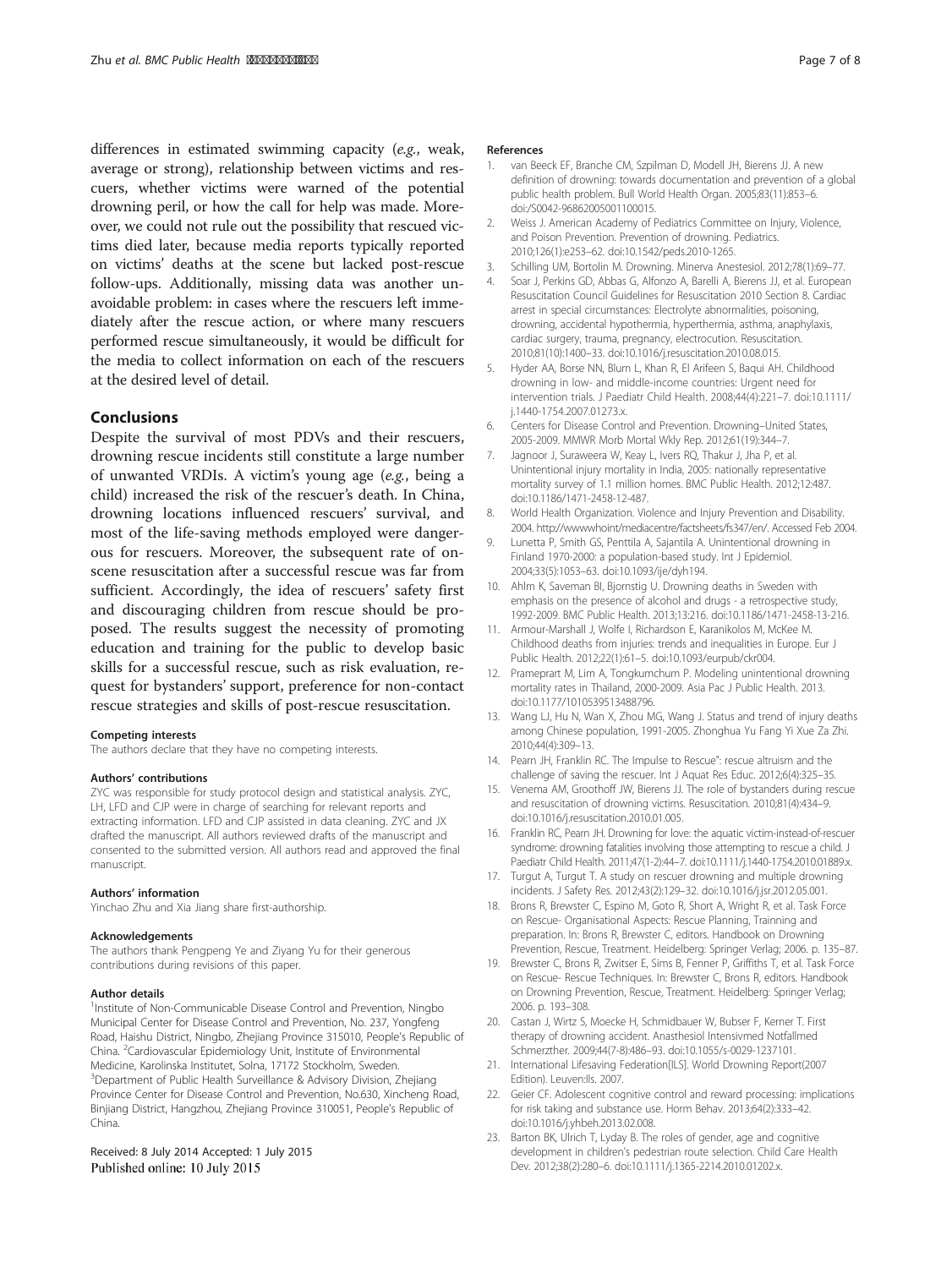differences in estimated swimming capacity (*e.g.*, weak, average or strong), relationship between victims and rescuers, whether victims were warned of the potential drowning peril, or how the call for help was made. Moreover, we could not rule out the possibility that rescued victims died later, because media reports typically reported on victims' deaths at the scene but lacked post-rescue follow-ups. Additionally, missing data was another unavoidable problem: in cases where the rescuers left immediately after the rescue action, or where many rescuers performed rescue simultaneously, it would be difficult for the media to collect information on each of the rescuers at the desired level of detail.

## Conclusions

Despite the survival of most PDVs and their rescuers, drowning rescue incidents still constitute a large number of unwanted VRDIs. A victim's young age (*e.g.*, being a child) increased the risk of the rescuer's death. In China, drowning locations influenced rescuers' survival, and most of the life-saving methods employed were dangerous for rescuers. Moreover, the subsequent rate of on-scene resuscitation after a successful rescue was far from sufficient. Accordingly, the idea of rescuers' safety first and discouraging children from rescue should be proposed. The results suggest the necessity of promoting education and training for the public to develop basic skills for a successful rescue, such as risk evaluation, request for bystanders' support, preference for non-contact rescue strategies and skills of post-rescue resuscitation.

#### Competing interests

The authors declare that they have no competing interests.

#### Authors' contributions

ZYC was responsible for study protocol design and statistical analysis. ZYC, LH, LFD and CJP were in charge of searching for relevant reports and extracting information. LFD and CJP assisted in data cleaning. ZYC and JX drafted the manuscript. All authors reviewed drafts of the manuscript and consented to the submitted version. All authors read and approved the final manuscript.

#### Authors' information

Yinchao Zhu and Xia Jiang share first-authorship.

#### Acknowledgements

The authors thank Pengpeng Ye and Ziyang Yu for their generous contributions during revisions of this paper.

#### Author details

[1]Institute of Non-Communicable Disease Control and Prevention, Ningbo Municipal Center for Disease Control and Prevention, No. 237, Yongfeng Road, Haishu District, Ningbo, Zhejiang Province 315010, People's Republic of China. [2]Cardiovascular Epidemiology Unit, Institute of Environmental Medicine, Karolinska Institutet, Solna, 17172 Stockholm, Sweden. [3]Department of Public Health Surveillance & Advisory Division, Zhejiang Province Center for Disease Control and Prevention, No.630, Xincheng Road, Binjiang District, Hangzhou, Zhejiang Province 310051, People's Republic of China.

Received: 8 July 2014 Accepted: 1 July 2015
Published online: 10 July 2015

#### References

1. van Beeck EF, Branche CM, Szpilman D, Modell JH, Bierens JJ. A new definition of drowning: towards documentation and prevention of a global public health problem. Bull World Health Organ. 2005;83(11):853–6. doi:/S0042-96862005001100015.
2. Weiss J. American Academy of Pediatrics Committee on Injury, Violence, and Poison Prevention. Prevention of drowning. Pediatrics. 2010;126(1):e253–62. doi:10.1542/peds.2010-1265.
3. Schilling UM, Bortolin M. Drowning. Minerva Anestesiol. 2012;78(1):69–77.
4. Soar J, Perkins GD, Abbas G, Alfonzo A, Barelli A, Bierens JJ, et al. European Resuscitation Council Guidelines for Resuscitation 2010 Section 8. Cardiac arrest in special circumstances: Electrolyte abnormalities, poisoning, drowning, accidental hypothermia, hyperthermia, asthma, anaphylaxis, cardiac surgery, trauma, pregnancy, electrocution. Resuscitation. 2010;81(10):1400–33. doi:10.1016/j.resuscitation.2010.08.015.
5. Hyder AA, Borse NN, Blum L, Khan R, El Arifeen S, Baqui AH. Childhood drowning in low- and middle-income countries: Urgent need for intervention trials. J Paediatr Child Health. 2008;44(4):221–7. doi:10.1111/j.1440-1754.2007.01273.x.
6. Centers for Disease Control and Prevention. Drowning–United States, 2005-2009. MMWR Morb Mortal Wkly Rep. 2012;61(19):344–7.
7. Jagnoor J, Suraweera W, Keay L, Ivers RQ, Thakur J, Jha P, et al. Unintentional injury mortality in India, 2005: nationally representative mortality survey of 1.1 million homes. BMC Public Health. 2012;12:487. doi:10.1186/1471-2458-12-487.
8. World Health Organization. Violence and Injury Prevention and Disability. 2004. http://wwwwhoint/mediacentre/factsheets/fs347/en/. Accessed Feb 2004.
9. Lunetta P, Smith GS, Penttila A, Sajantila A. Unintentional drowning in Finland 1970-2000: a population-based study. Int J Epidemiol. 2004;33(5):1053–63. doi:10.1093/ije/dyh194.
10. Ahlm K, Saveman BI, Bjornstig U. Drowning deaths in Sweden with emphasis on the presence of alcohol and drugs - a retrospective study, 1992-2009. BMC Public Health. 2013;13:216. doi:10.1186/1471-2458-13-216.
11. Armour-Marshall J, Wolfe I, Richardson E, Karanikolos M, McKee M. Childhood deaths from injuries: trends and inequalities in Europe. Eur J Public Health. 2012;22(1):61–5. doi:10.1093/eurpub/ckr004.
12. Prameprart M, Lim A, Tongkumchum P. Modeling unintentional drowning mortality rates in Thailand, 2000-2009. Asia Pac J Public Health. 2013. doi:10.1177/1010539513488796.
13. Wang LJ, Hu N, Wan X, Zhou MG, Wang J. Status and trend of injury deaths among Chinese population, 1991-2005. Zhonghua Yu Fang Yi Xue Za Zhi. 2010;44(4):309–13.
14. Pearn JH, Franklin RC. The Impulse to Rescue": rescue altruism and the challenge of saving the rescuer. Int J Aquat Res Educ. 2012;6(4):325–35.
15. Venema AM, Groothoff JW, Bierens JJ. The role of bystanders during rescue and resuscitation of drowning victims. Resuscitation. 2010;81(4):434–9. doi:10.1016/j.resuscitation.2010.01.005.
16. Franklin RC, Pearn JH. Drowning for love: the aquatic victim-instead-of-rescuer syndrome: drowning fatalities involving those attempting to rescue a child. J Paediatr Child Health. 2011;47(1-2):44–7. doi:10.1111/j.1440-1754.2010.01889.x.
17. Turgut A, Turgut T. A study on rescuer drowning and multiple drowning incidents. J Safety Res. 2012;43(2):129–32. doi:10.1016/j.jsr.2012.05.001.
18. Brons R, Brewster C, Espino M, Goto R, Short A, Wright R, et al. Task Force on Rescue- Organisational Aspects: Rescue Planning, Trainning and preparation. In: Brons R, Brewster C, editors. Handbook on Drowning Prevention, Rescue, Treatment. Heidelberg: Springer Verlag; 2006. p. 135–87.
19. Brewster C, Brons R, Zwitser E, Sims B, Fenner P, Griffiths T, et al. Task Force on Rescue- Rescue Techniques. In: Brewster C, Brons R, editors. Handbook on Drowning Prevention, Rescue, Treatment. Heidelberg: Springer Verlag; 2006. p. 193–308.
20. Castan J, Wirtz S, Moecke H, Schmidbauer W, Bubser F, Kerner T. First therapy of drowning accident. Anasthesiol Intensivmed Notfallmed Schmerzther. 2009;44(7-8):486–93. doi:10.1055/s-0029-1237101.
21. International Lifesaving Federation[ILS]. World Drowning Report(2007 Edition). Leuven:Ils. 2007.
22. Geier CF. Adolescent cognitive control and reward processing: implications for risk taking and substance use. Horm Behav. 2013;64(2):333–42. doi:10.1016/j.yhbeh.2013.02.008.
23. Barton BK, Ulrich T, Lyday B. The roles of gender, age and cognitive development in children's pedestrian route selection. Child Care Health Dev. 2012;38(2):280–6. doi:10.1111/j.1365-2214.2010.01202.x.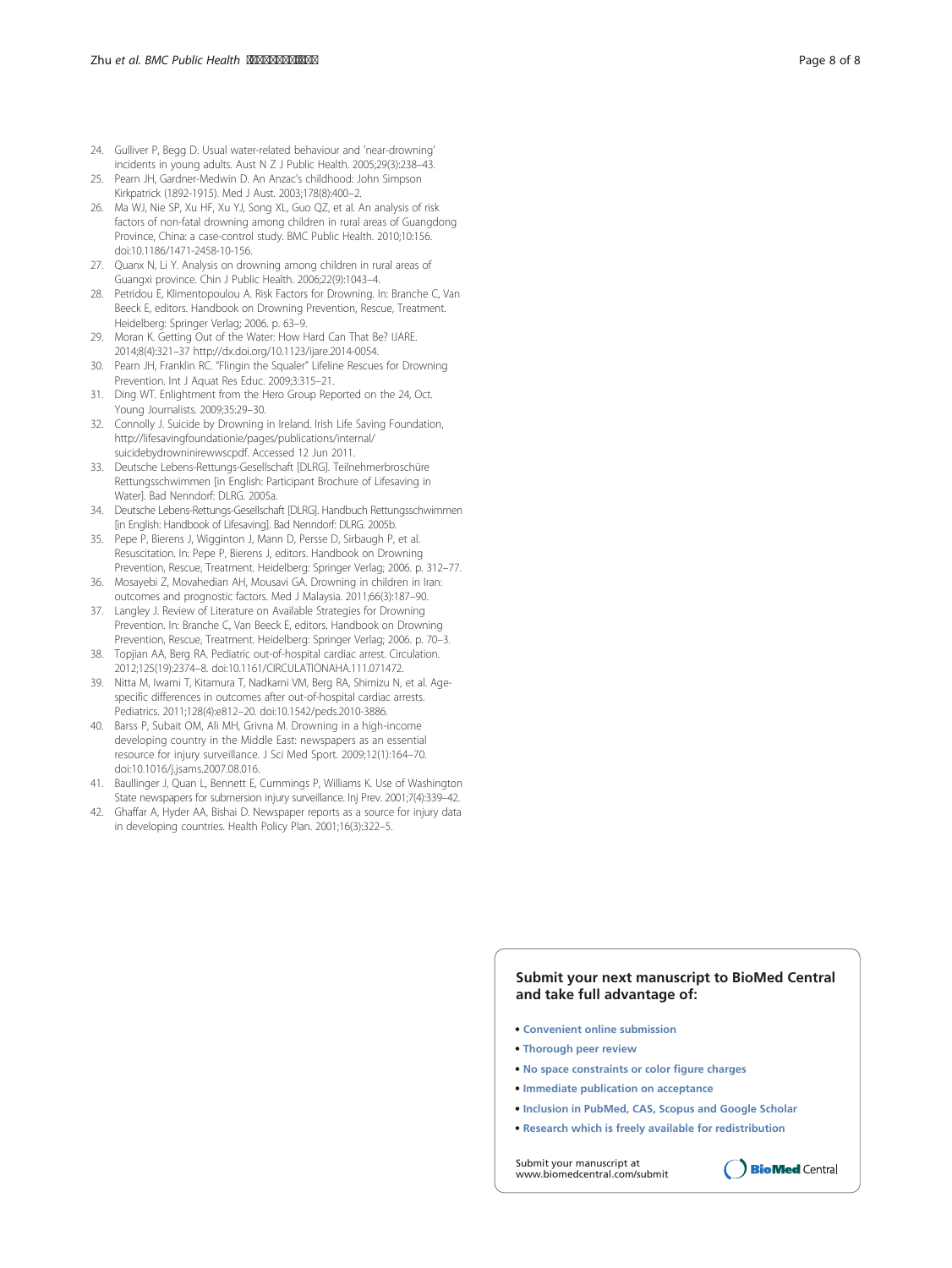24. Gulliver P, Begg D. Usual water-related behaviour and 'near-drowning' incidents in young adults. Aust N Z J Public Health. 2005;29(3):238–43.
25. Pearn JH, Gardner-Medwin D. An Anzac's childhood: John Simpson Kirkpatrick (1892-1915). Med J Aust. 2003;178(8):400–2.
26. Ma WJ, Nie SP, Xu HF, Xu YJ, Song XL, Guo QZ, et al. An analysis of risk factors of non-fatal drowning among children in rural areas of Guangdong Province, China: a case-control study. BMC Public Health. 2010;10:156. doi:10.1186/1471-2458-10-156.
27. Quanx N, Li Y. Analysis on drowning among children in rural areas of Guangxi province. Chin J Public Health. 2006;22(9):1043–4.
28. Petridou E, Klimentopoulou A. Risk Factors for Drowning. In: Branche C, Van Beeck E, editors. Handbook on Drowning Prevention, Rescue, Treatment. Heidelberg: Springer Verlag; 2006. p. 63–9.
29. Moran K. Getting Out of the Water: How Hard Can That Be? IJARE. 2014;8(4):321–37 http://dx.doi.org/10.1123/ijare.2014-0054.
30. Pearn JH, Franklin RC. "Flingin the Squaler" Lifeline Rescues for Drowning Prevention. Int J Aquat Res Educ. 2009;3:315–21.
31. Ding WT. Enlightment from the Hero Group Reported on the 24, Oct. Young Journalists. 2009;35:29–30.
32. Connolly J. Suicide by Drowning in Ireland. Irish Life Saving Foundation, http://lifesavingfoundationie/pages/publications/internal/suicidebydrowninirewwscpdf. Accessed 12 Jun 2011.
33. Deutsche Lebens-Rettungs-Gesellschaft [DLRG]. Teilnehmerbroschüre Rettungsschwimmen [in English: Participant Brochure of Lifesaving in Water]. Bad Nenndorf: DLRG. 2005a.
34. Deutsche Lebens-Rettungs-Gesellschaft [DLRG]. Handbuch Rettungsschwimmen [in English: Handbook of Lifesaving]. Bad Nenndorf: DLRG. 2005b.
35. Pepe P, Bierens J, Wigginton J, Mann D, Persse D, Sirbaugh P, et al. Resuscitation. In: Pepe P, Bierens J, editors. Handbook on Drowning Prevention, Rescue, Treatment. Heidelberg: Springer Verlag; 2006. p. 312–77.
36. Mosayebi Z, Movahedian AH, Mousavi GA. Drowning in children in Iran: outcomes and prognostic factors. Med J Malaysia. 2011;66(3):187–90.
37. Langley J. Review of Literature on Available Strategies for Drowning Prevention. In: Branche C, Van Beeck E, editors. Handbook on Drowning Prevention, Rescue, Treatment. Heidelberg: Springer Verlag; 2006. p. 70–3.
38. Topjian AA, Berg RA. Pediatric out-of-hospital cardiac arrest. Circulation. 2012;125(19):2374–8. doi:10.1161/CIRCULATIONAHA.111.071472.
39. Nitta M, Iwami T, Kitamura T, Nadkarni VM, Berg RA, Shimizu N, et al. Age-specific differences in outcomes after out-of-hospital cardiac arrests. Pediatrics. 2011;128(4):e812–20. doi:10.1542/peds.2010-3886.
40. Barss P, Subait OM, Ali MH, Grivna M. Drowning in a high-income developing country in the Middle East: newspapers as an essential resource for injury surveillance. J Sci Med Sport. 2009;12(1):164–70. doi:10.1016/j.jsams.2007.08.016.
41. Baullinger J, Quan L, Bennett E, Cummings P, Williams K. Use of Washington State newspapers for submersion injury surveillance. Inj Prev. 2001;7(4):339–42.
42. Ghaffar A, Hyder AA, Bishai D. Newspaper reports as a source for injury data in developing countries. Health Policy Plan. 2001;16(3):322–5.

**Submit your next manuscript to BioMed Central and take full advantage of:**

- **Convenient online submission**
- **Thorough peer review**
- **No space constraints or color figure charges**
- **Immediate publication on acceptance**
- **Inclusion in PubMed, CAS, Scopus and Google Scholar**
- **Research which is freely available for redistribution**

Submit your manuscript at
www.biomedcentral.com/submit

BioMed Central